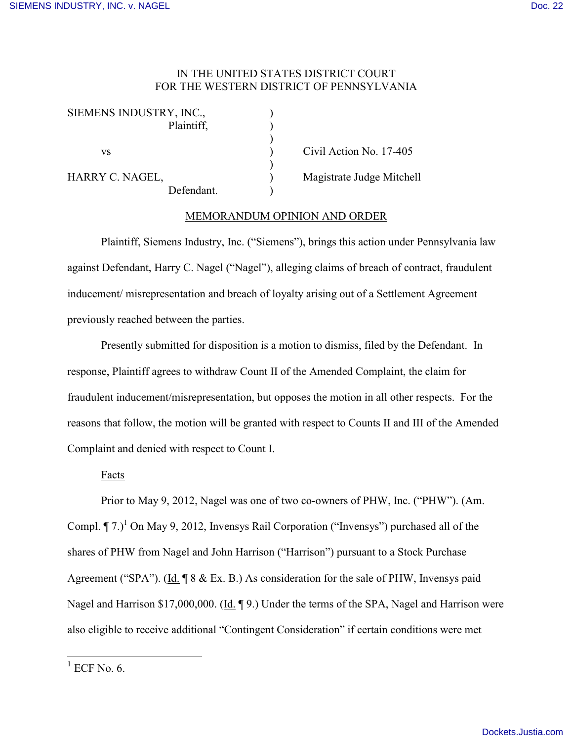IN THE UNITED STATES DISTRICT COURT
FOR THE WESTERN DISTRICT OF PENNSYLVANIA

| | | |
|---|---|---|
| SIEMENS INDUSTRY, INC., Plaintiff, | ) | |
| vs | ) | Civil Action No. 17-405 |
| HARRY C. NAGEL, Defendant. | ) | Magistrate Judge Mitchell |

MEMORANDUM OPINION AND ORDER

Plaintiff, Siemens Industry, Inc. ("Siemens"), brings this action under Pennsylvania law against Defendant, Harry C. Nagel ("Nagel"), alleging claims of breach of contract, fraudulent inducement/ misrepresentation and breach of loyalty arising out of a Settlement Agreement previously reached between the parties.

Presently submitted for disposition is a motion to dismiss, filed by the Defendant. In response, Plaintiff agrees to withdraw Count II of the Amended Complaint, the claim for fraudulent inducement/misrepresentation, but opposes the motion in all other respects. For the reasons that follow, the motion will be granted with respect to Counts II and III of the Amended Complaint and denied with respect to Count I.

Facts

Prior to May 9, 2012, Nagel was one of two co-owners of PHW, Inc. ("PHW"). (Am. Compl. ¶ 7.)[1] On May 9, 2012, Invensys Rail Corporation ("Invensys") purchased all of the shares of PHW from Nagel and John Harrison ("Harrison") pursuant to a Stock Purchase Agreement ("SPA"). (Id. ¶ 8 & Ex. B.) As consideration for the sale of PHW, Invensys paid Nagel and Harrison $17,000,000. (Id. ¶ 9.) Under the terms of the SPA, Nagel and Harrison were also eligible to receive additional "Contingent Consideration" if certain conditions were met

[1] ECF No. 6.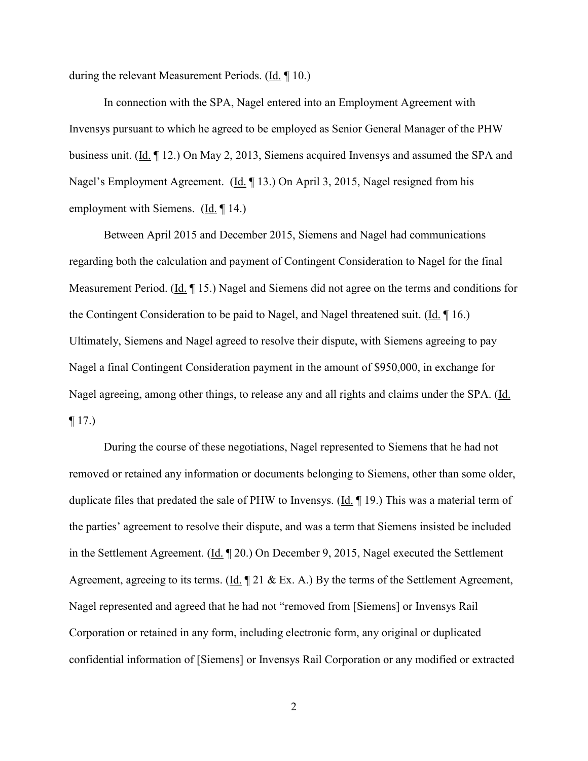during the relevant Measurement Periods. (Id. ¶ 10.)

In connection with the SPA, Nagel entered into an Employment Agreement with Invensys pursuant to which he agreed to be employed as Senior General Manager of the PHW business unit. (Id. ¶ 12.) On May 2, 2013, Siemens acquired Invensys and assumed the SPA and Nagel's Employment Agreement. (Id. ¶ 13.) On April 3, 2015, Nagel resigned from his employment with Siemens. (Id. ¶ 14.)

Between April 2015 and December 2015, Siemens and Nagel had communications regarding both the calculation and payment of Contingent Consideration to Nagel for the final Measurement Period. (Id. ¶ 15.) Nagel and Siemens did not agree on the terms and conditions for the Contingent Consideration to be paid to Nagel, and Nagel threatened suit. (Id. ¶ 16.) Ultimately, Siemens and Nagel agreed to resolve their dispute, with Siemens agreeing to pay Nagel a final Contingent Consideration payment in the amount of $950,000, in exchange for Nagel agreeing, among other things, to release any and all rights and claims under the SPA. (Id. ¶ 17.)

During the course of these negotiations, Nagel represented to Siemens that he had not removed or retained any information or documents belonging to Siemens, other than some older, duplicate files that predated the sale of PHW to Invensys. (Id. ¶ 19.) This was a material term of the parties' agreement to resolve their dispute, and was a term that Siemens insisted be included in the Settlement Agreement. (Id. ¶ 20.) On December 9, 2015, Nagel executed the Settlement Agreement, agreeing to its terms. (Id. ¶ 21 & Ex. A.) By the terms of the Settlement Agreement, Nagel represented and agreed that he had not "removed from [Siemens] or Invensys Rail Corporation or retained in any form, including electronic form, any original or duplicated confidential information of [Siemens] or Invensys Rail Corporation or any modified or extracted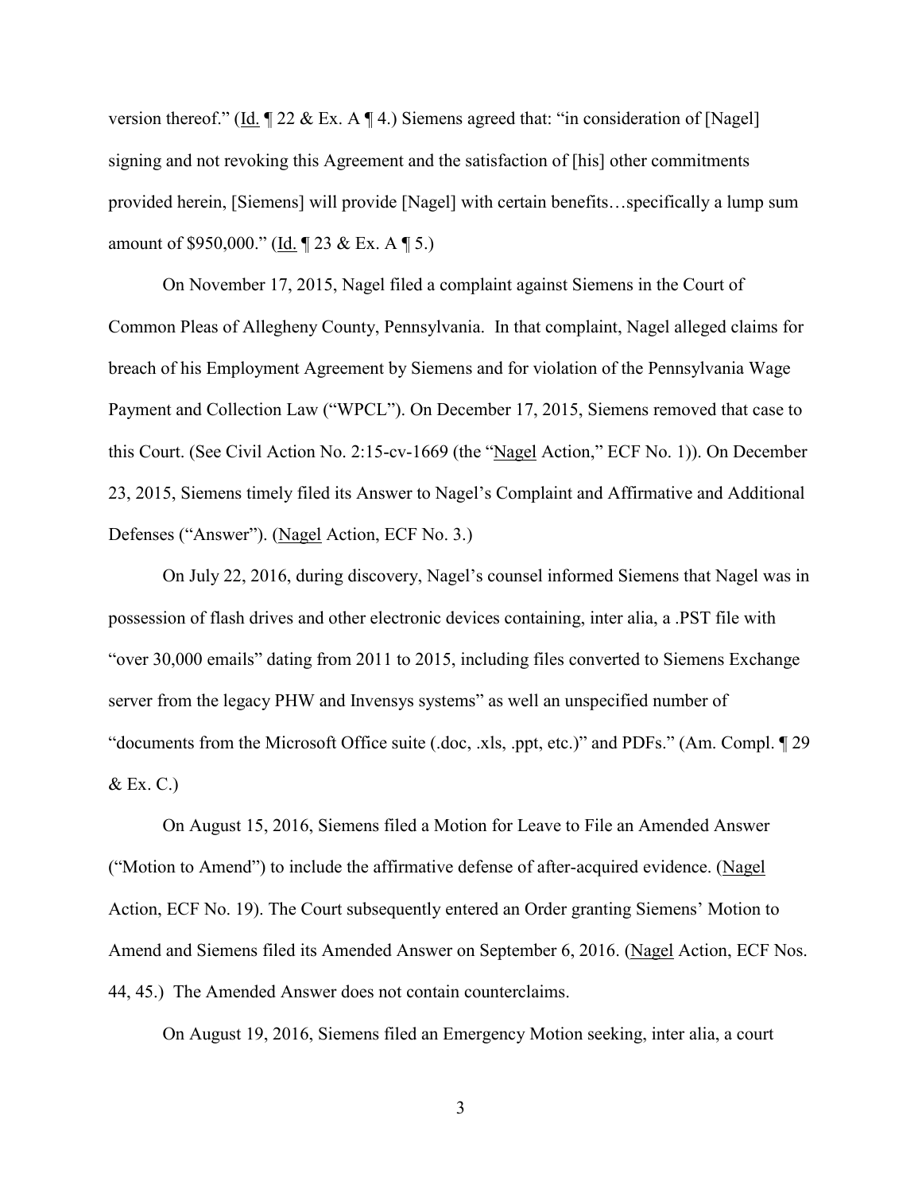version thereof." (Id. ¶ 22 & Ex. A ¶ 4.) Siemens agreed that: "in consideration of [Nagel] signing and not revoking this Agreement and the satisfaction of [his] other commitments provided herein, [Siemens] will provide [Nagel] with certain benefits…specifically a lump sum amount of $950,000." (Id. ¶ 23 & Ex. A ¶ 5.)

On November 17, 2015, Nagel filed a complaint against Siemens in the Court of Common Pleas of Allegheny County, Pennsylvania. In that complaint, Nagel alleged claims for breach of his Employment Agreement by Siemens and for violation of the Pennsylvania Wage Payment and Collection Law ("WPCL"). On December 17, 2015, Siemens removed that case to this Court. (See Civil Action No. 2:15-cv-1669 (the "Nagel Action," ECF No. 1)). On December 23, 2015, Siemens timely filed its Answer to Nagel's Complaint and Affirmative and Additional Defenses ("Answer"). (Nagel Action, ECF No. 3.)

On July 22, 2016, during discovery, Nagel's counsel informed Siemens that Nagel was in possession of flash drives and other electronic devices containing, inter alia, a .PST file with "over 30,000 emails" dating from 2011 to 2015, including files converted to Siemens Exchange server from the legacy PHW and Invensys systems" as well an unspecified number of "documents from the Microsoft Office suite (.doc, .xls, .ppt, etc.)" and PDFs." (Am. Compl. ¶ 29 & Ex. C.)

On August 15, 2016, Siemens filed a Motion for Leave to File an Amended Answer ("Motion to Amend") to include the affirmative defense of after-acquired evidence. (Nagel Action, ECF No. 19). The Court subsequently entered an Order granting Siemens' Motion to Amend and Siemens filed its Amended Answer on September 6, 2016. (Nagel Action, ECF Nos. 44, 45.) The Amended Answer does not contain counterclaims.

On August 19, 2016, Siemens filed an Emergency Motion seeking, inter alia, a court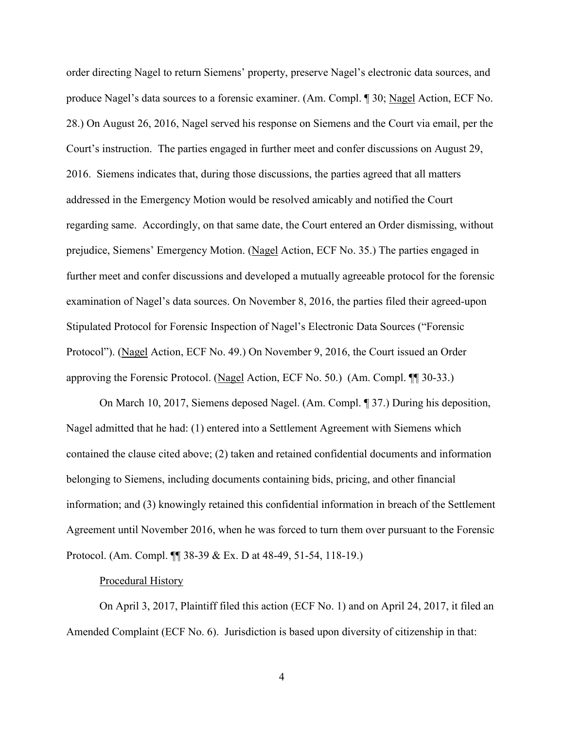order directing Nagel to return Siemens' property, preserve Nagel's electronic data sources, and produce Nagel's data sources to a forensic examiner. (Am. Compl. ¶ 30; Nagel Action, ECF No. 28.) On August 26, 2016, Nagel served his response on Siemens and the Court via email, per the Court's instruction. The parties engaged in further meet and confer discussions on August 29, 2016. Siemens indicates that, during those discussions, the parties agreed that all matters addressed in the Emergency Motion would be resolved amicably and notified the Court regarding same. Accordingly, on that same date, the Court entered an Order dismissing, without prejudice, Siemens' Emergency Motion. (Nagel Action, ECF No. 35.) The parties engaged in further meet and confer discussions and developed a mutually agreeable protocol for the forensic examination of Nagel's data sources. On November 8, 2016, the parties filed their agreed-upon Stipulated Protocol for Forensic Inspection of Nagel's Electronic Data Sources ("Forensic Protocol"). (Nagel Action, ECF No. 49.) On November 9, 2016, the Court issued an Order approving the Forensic Protocol. (Nagel Action, ECF No. 50.) (Am. Compl. ¶¶ 30-33.)

On March 10, 2017, Siemens deposed Nagel. (Am. Compl. ¶ 37.) During his deposition, Nagel admitted that he had: (1) entered into a Settlement Agreement with Siemens which contained the clause cited above; (2) taken and retained confidential documents and information belonging to Siemens, including documents containing bids, pricing, and other financial information; and (3) knowingly retained this confidential information in breach of the Settlement Agreement until November 2016, when he was forced to turn them over pursuant to the Forensic Protocol. (Am. Compl. ¶¶ 38-39 & Ex. D at 48-49, 51-54, 118-19.)

Procedural History

On April 3, 2017, Plaintiff filed this action (ECF No. 1) and on April 24, 2017, it filed an Amended Complaint (ECF No. 6). Jurisdiction is based upon diversity of citizenship in that: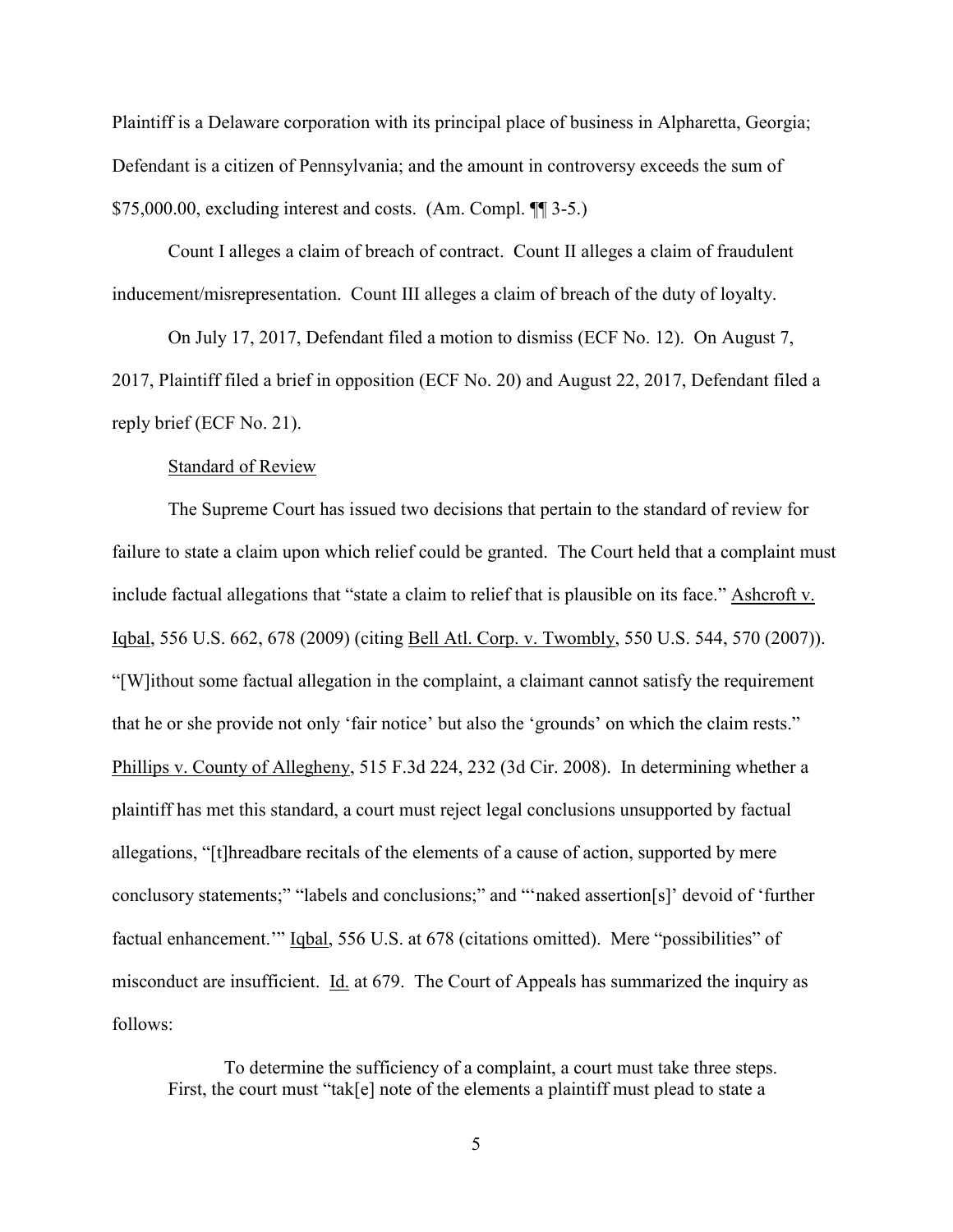Plaintiff is a Delaware corporation with its principal place of business in Alpharetta, Georgia; Defendant is a citizen of Pennsylvania; and the amount in controversy exceeds the sum of $75,000.00, excluding interest and costs. (Am. Compl. ¶¶ 3-5.)

Count I alleges a claim of breach of contract. Count II alleges a claim of fraudulent inducement/misrepresentation. Count III alleges a claim of breach of the duty of loyalty.

On July 17, 2017, Defendant filed a motion to dismiss (ECF No. 12). On August 7, 2017, Plaintiff filed a brief in opposition (ECF No. 20) and August 22, 2017, Defendant filed a reply brief (ECF No. 21).

Standard of Review

The Supreme Court has issued two decisions that pertain to the standard of review for failure to state a claim upon which relief could be granted. The Court held that a complaint must include factual allegations that "state a claim to relief that is plausible on its face." Ashcroft v. Iqbal, 556 U.S. 662, 678 (2009) (citing Bell Atl. Corp. v. Twombly, 550 U.S. 544, 570 (2007)). "[W]ithout some factual allegation in the complaint, a claimant cannot satisfy the requirement that he or she provide not only 'fair notice' but also the 'grounds' on which the claim rests." Phillips v. County of Allegheny, 515 F.3d 224, 232 (3d Cir. 2008). In determining whether a plaintiff has met this standard, a court must reject legal conclusions unsupported by factual allegations, "[t]hreadbare recitals of the elements of a cause of action, supported by mere conclusory statements;" "labels and conclusions;" and "'naked assertion[s]' devoid of 'further factual enhancement.'" Iqbal, 556 U.S. at 678 (citations omitted). Mere "possibilities" of misconduct are insufficient. Id. at 679. The Court of Appeals has summarized the inquiry as follows:

> To determine the sufficiency of a complaint, a court must take three steps. First, the court must "tak[e] note of the elements a plaintiff must plead to state a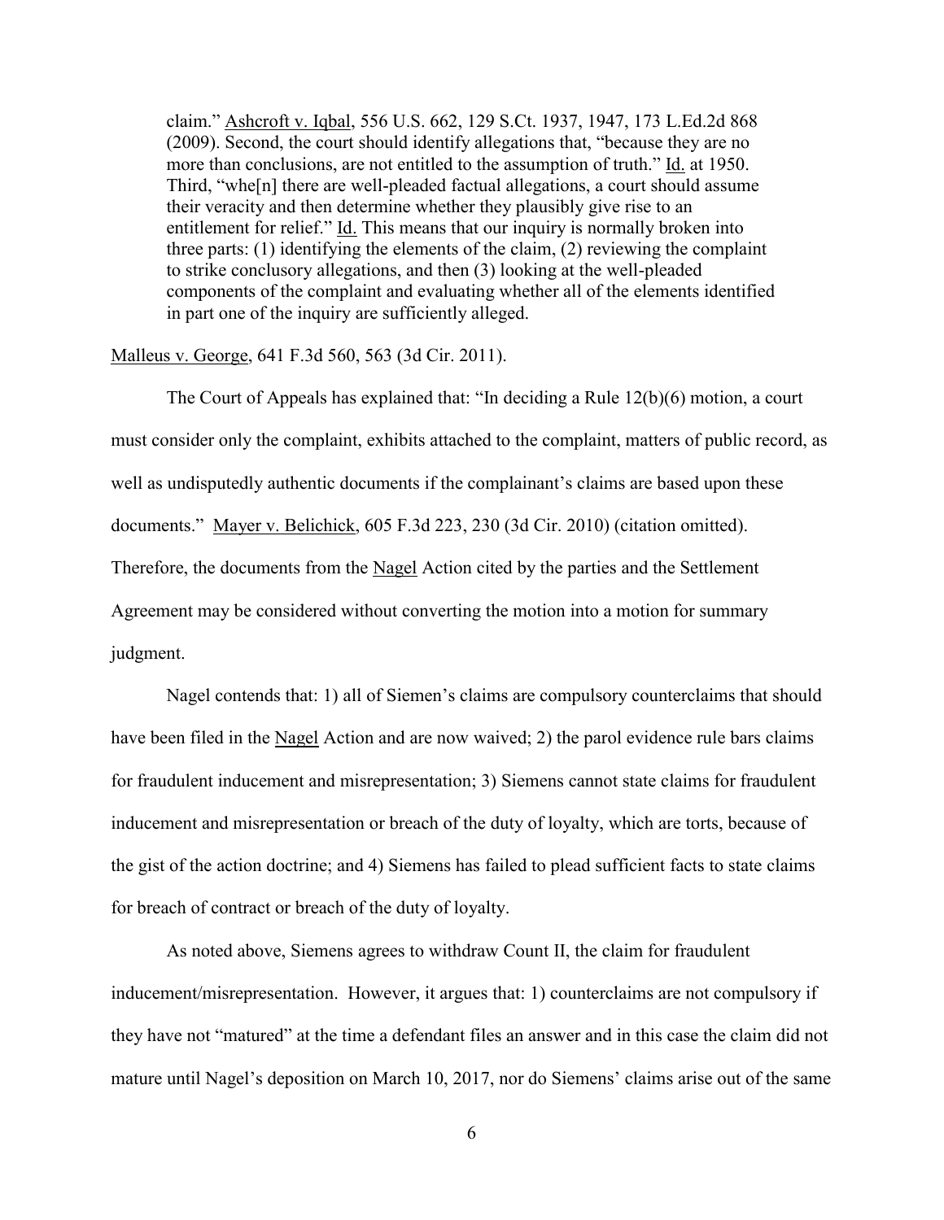claim." Ashcroft v. Iqbal, 556 U.S. 662, 129 S.Ct. 1937, 1947, 173 L.Ed.2d 868 (2009). Second, the court should identify allegations that, "because they are no more than conclusions, are not entitled to the assumption of truth." Id. at 1950. Third, "whe[n] there are well-pleaded factual allegations, a court should assume their veracity and then determine whether they plausibly give rise to an entitlement for relief." Id. This means that our inquiry is normally broken into three parts: (1) identifying the elements of the claim, (2) reviewing the complaint to strike conclusory allegations, and then (3) looking at the well-pleaded components of the complaint and evaluating whether all of the elements identified in part one of the inquiry are sufficiently alleged.

Malleus v. George, 641 F.3d 560, 563 (3d Cir. 2011).

The Court of Appeals has explained that: "In deciding a Rule 12(b)(6) motion, a court must consider only the complaint, exhibits attached to the complaint, matters of public record, as well as undisputedly authentic documents if the complainant's claims are based upon these documents." Mayer v. Belichick, 605 F.3d 223, 230 (3d Cir. 2010) (citation omitted). Therefore, the documents from the Nagel Action cited by the parties and the Settlement Agreement may be considered without converting the motion into a motion for summary judgment.

Nagel contends that: 1) all of Siemen's claims are compulsory counterclaims that should have been filed in the Nagel Action and are now waived; 2) the parol evidence rule bars claims for fraudulent inducement and misrepresentation; 3) Siemens cannot state claims for fraudulent inducement and misrepresentation or breach of the duty of loyalty, which are torts, because of the gist of the action doctrine; and 4) Siemens has failed to plead sufficient facts to state claims for breach of contract or breach of the duty of loyalty.

As noted above, Siemens agrees to withdraw Count II, the claim for fraudulent inducement/misrepresentation. However, it argues that: 1) counterclaims are not compulsory if they have not "matured" at the time a defendant files an answer and in this case the claim did not mature until Nagel's deposition on March 10, 2017, nor do Siemens' claims arise out of the same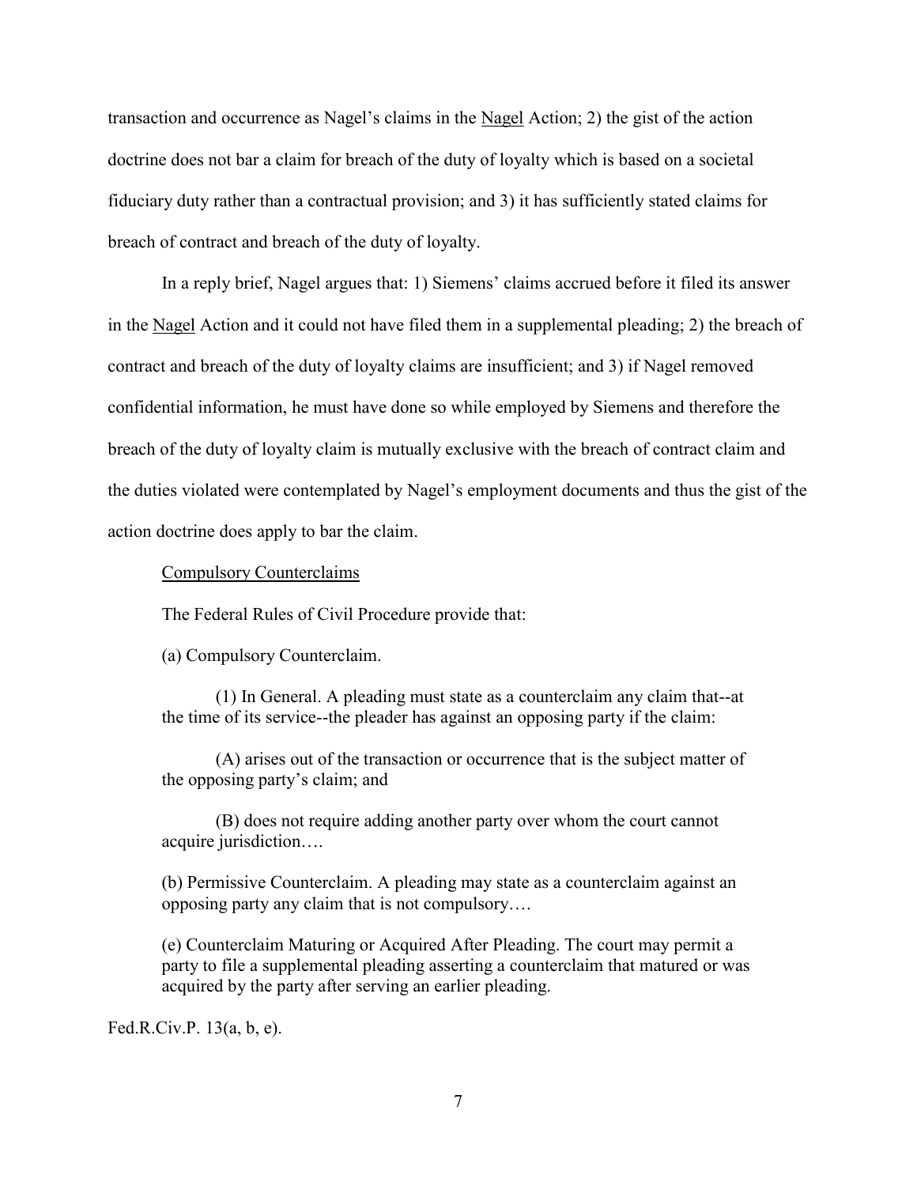transaction and occurrence as Nagel's claims in the Nagel Action; 2) the gist of the action doctrine does not bar a claim for breach of the duty of loyalty which is based on a societal fiduciary duty rather than a contractual provision; and 3) it has sufficiently stated claims for breach of contract and breach of the duty of loyalty.

In a reply brief, Nagel argues that: 1) Siemens' claims accrued before it filed its answer in the Nagel Action and it could not have filed them in a supplemental pleading; 2) the breach of contract and breach of the duty of loyalty claims are insufficient; and 3) if Nagel removed confidential information, he must have done so while employed by Siemens and therefore the breach of the duty of loyalty claim is mutually exclusive with the breach of contract claim and the duties violated were contemplated by Nagel's employment documents and thus the gist of the action doctrine does apply to bar the claim.

Compulsory Counterclaims

The Federal Rules of Civil Procedure provide that:

> (a) Compulsory Counterclaim.
>
> (1) In General. A pleading must state as a counterclaim any claim that--at the time of its service--the pleader has against an opposing party if the claim:
>
> (A) arises out of the transaction or occurrence that is the subject matter of the opposing party's claim; and
>
> (B) does not require adding another party over whom the court cannot acquire jurisdiction….
>
> (b) Permissive Counterclaim. A pleading may state as a counterclaim against an opposing party any claim that is not compulsory….
>
> (e) Counterclaim Maturing or Acquired After Pleading. The court may permit a party to file a supplemental pleading asserting a counterclaim that matured or was acquired by the party after serving an earlier pleading.

Fed.R.Civ.P. 13(a, b, e).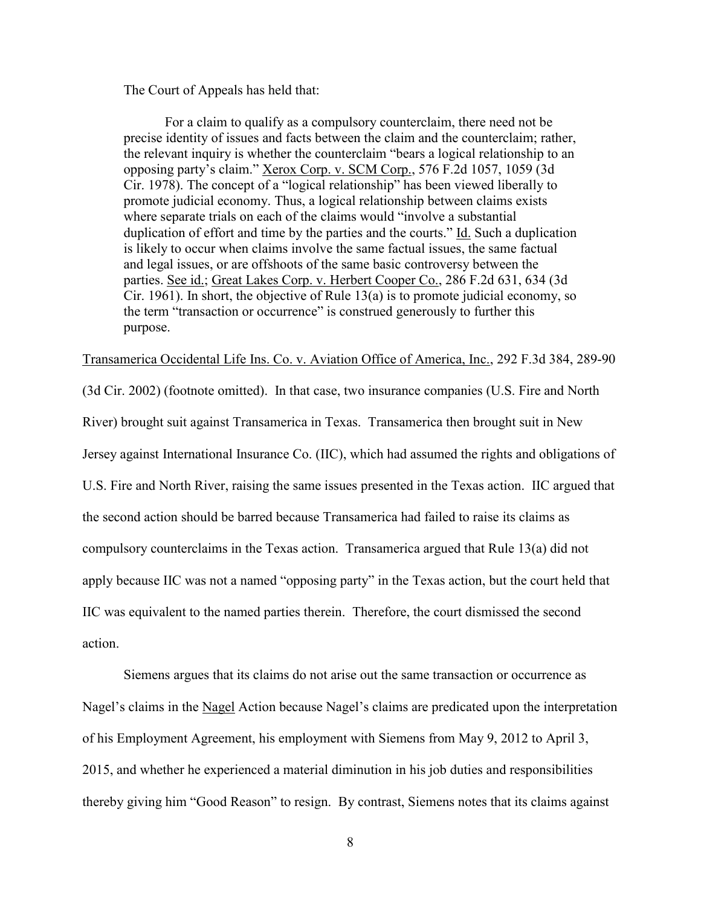The Court of Appeals has held that:

> For a claim to qualify as a compulsory counterclaim, there need not be precise identity of issues and facts between the claim and the counterclaim; rather, the relevant inquiry is whether the counterclaim "bears a logical relationship to an opposing party's claim." Xerox Corp. v. SCM Corp., 576 F.2d 1057, 1059 (3d Cir. 1978). The concept of a "logical relationship" has been viewed liberally to promote judicial economy. Thus, a logical relationship between claims exists where separate trials on each of the claims would "involve a substantial duplication of effort and time by the parties and the courts." Id. Such a duplication is likely to occur when claims involve the same factual issues, the same factual and legal issues, or are offshoots of the same basic controversy between the parties. See id.; Great Lakes Corp. v. Herbert Cooper Co., 286 F.2d 631, 634 (3d Cir. 1961). In short, the objective of Rule 13(a) is to promote judicial economy, so the term "transaction or occurrence" is construed generously to further this purpose.

Transamerica Occidental Life Ins. Co. v. Aviation Office of America, Inc., 292 F.3d 384, 289-90 (3d Cir. 2002) (footnote omitted). In that case, two insurance companies (U.S. Fire and North River) brought suit against Transamerica in Texas. Transamerica then brought suit in New Jersey against International Insurance Co (IIC), which had assumed the rights and obligations of U.S. Fire and North River, raising the same issues presented in the Texas action. IIC argued that the second action should be barred because Transamerica had failed to raise its claims as compulsory counterclaims in the Texas action. Transamerica argued that Rule 13(a) did not apply because IIC was not a named "opposing party" in the Texas action, but the court held that IIC was equivalent to the named parties therein. Therefore, the court dismissed the second action.

Siemens argues that its claims do not arise out the same transaction or occurrence as Nagel's claims in the Nagel Action because Nagel's claims are predicated upon the interpretation of his Employment Agreement, his employment with Siemens from May 9, 2012 to April 3, 2015, and whether he experienced a material diminution in his job duties and responsibilities thereby giving him "Good Reason" to resign. By contrast, Siemens notes that its claims against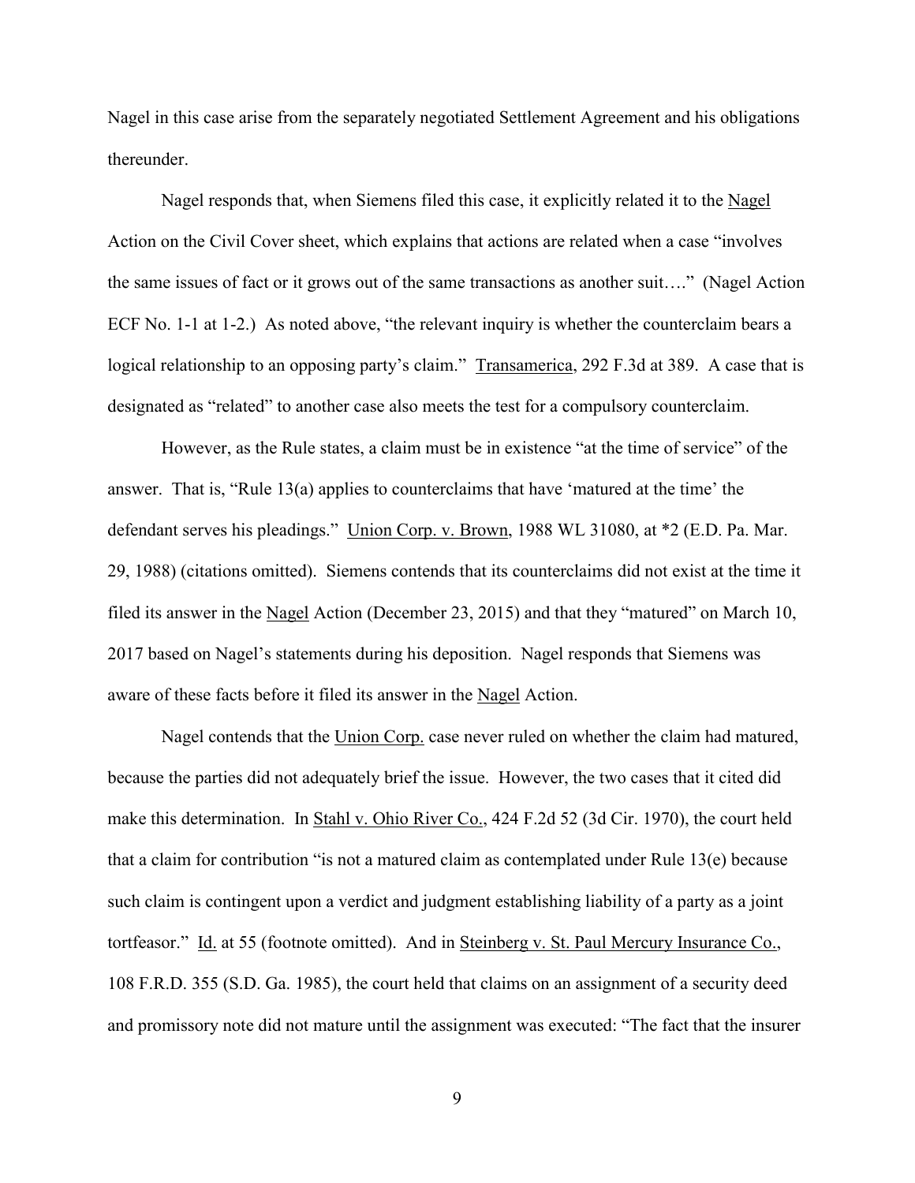Nagel in this case arise from the separately negotiated Settlement Agreement and his obligations thereunder.

Nagel responds that, when Siemens filed this case, it explicitly related it to the Nagel Action on the Civil Cover sheet, which explains that actions are related when a case "involves the same issues of fact or it grows out of the same transactions as another suit…." (Nagel Action ECF No. 1-1 at 1-2.) As noted above, "the relevant inquiry is whether the counterclaim bears a logical relationship to an opposing party's claim." Transamerica, 292 F.3d at 389. A case that is designated as "related" to another case also meets the test for a compulsory counterclaim.

However, as the Rule states, a claim must be in existence "at the time of service" of the answer. That is, "Rule 13(a) applies to counterclaims that have 'matured at the time' the defendant serves his pleadings." Union Corp. v. Brown, 1988 WL 31080, at *2 (E.D. Pa. Mar. 29, 1988) (citations omitted). Siemens contends that its counterclaims did not exist at the time it filed its answer in the Nagel Action (December 23, 2015) and that they "matured" on March 10, 2017 based on Nagel's statements during his deposition. Nagel responds that Siemens was aware of these facts before it filed its answer in the Nagel Action.

Nagel contends that the Union Corp. case never ruled on whether the claim had matured, because the parties did not adequately brief the issue. However, the two cases that it cited did make this determination. In Stahl v. Ohio River Co., 424 F.2d 52 (3d Cir. 1970), the court held that a claim for contribution "is not a matured claim as contemplated under Rule 13(e) because such claim is contingent upon a verdict and judgment establishing liability of a party as a joint tortfeasor." Id. at 55 (footnote omitted). And in Steinberg v. St. Paul Mercury Insurance Co., 108 F.R.D. 355 (S.D. Ga. 1985), the court held that claims on an assignment of a security deed and promissory note did not mature until the assignment was executed: "The fact that the insurer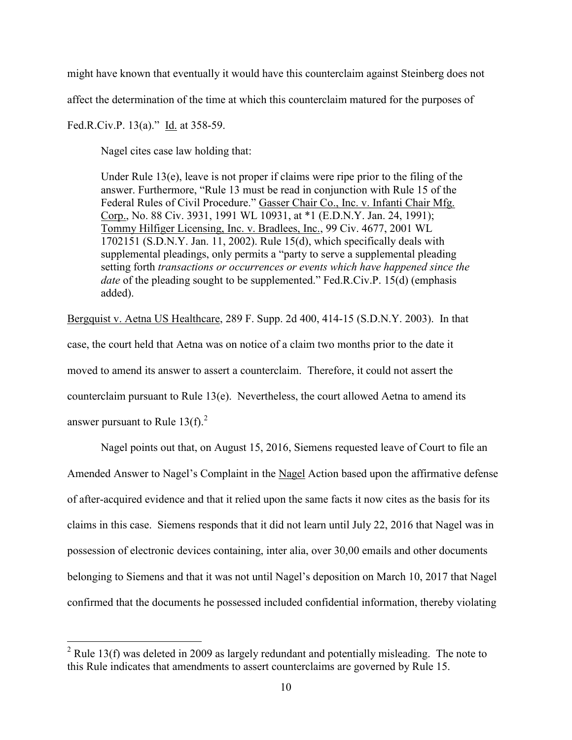might have known that eventually it would have this counterclaim against Steinberg does not affect the determination of the time at which this counterclaim matured for the purposes of Fed.R.Civ.P. 13(a)." Id. at 358-59.

Nagel cites case law holding that:

> Under Rule 13(e), leave is not proper if claims were ripe prior to the filing of the answer. Furthermore, "Rule 13 must be read in conjunction with Rule 15 of the Federal Rules of Civil Procedure." Gasser Chair Co., Inc. v. Infanti Chair Mfg. Corp., No. 88 Civ. 3931, 1991 WL 10931, at *1 (E.D.N.Y. Jan. 24, 1991); Tommy Hilfiger Licensing, Inc. v. Bradlees, Inc., 99 Civ. 4677, 2001 WL 1702151 (S.D.N.Y. Jan. 11, 2002). Rule 15(d), which specifically deals with supplemental pleadings, only permits a "party to serve a supplemental pleading setting forth *transactions or occurrences or events which have happened since the date* of the pleading sought to be supplemented." Fed.R.Civ.P. 15(d) (emphasis added).

Bergquist v. Aetna US Healthcare, 289 F. Supp. 2d 400, 414-15 (S.D.N.Y. 2003). In that case, the court held that Aetna was on notice of a claim two months prior to the date it moved to amend its answer to assert a counterclaim. Therefore, it could not assert the counterclaim pursuant to Rule 13(e). Nevertheless, the court allowed Aetna to amend its answer pursuant to Rule 13(f).[2]

Nagel points out that, on August 15, 2016, Siemens requested leave of Court to file an Amended Answer to Nagel's Complaint in the Nagel Action based upon the affirmative defense of after-acquired evidence and that it relied upon the same facts it now cites as the basis for its claims in this case. Siemens responds that it did not learn until July 22, 2016 that Nagel was in possession of electronic devices containing, inter alia, over 30,00 emails and other documents belonging to Siemens and that it was not until Nagel's deposition on March 10, 2017 that Nagel confirmed that the documents he possessed included confidential information, thereby violating

[2] Rule 13(f) was deleted in 2009 as largely redundant and potentially misleading. The note to this Rule indicates that amendments to assert counterclaims are governed by Rule 15.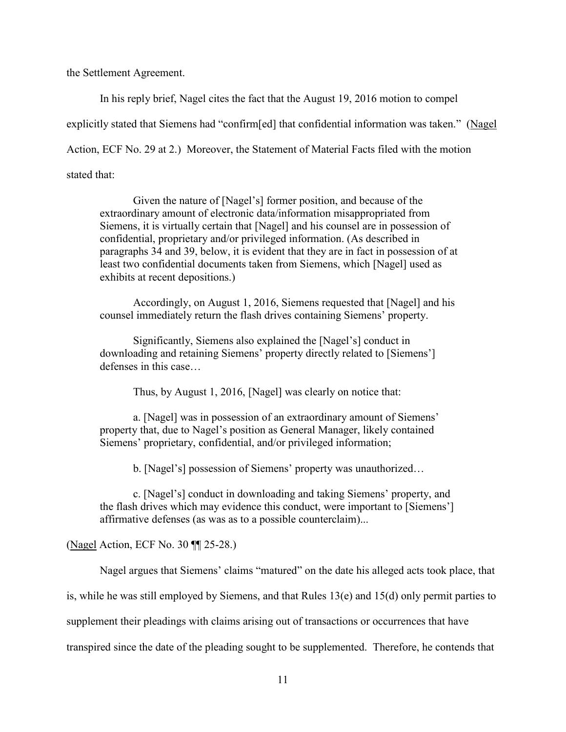the Settlement Agreement.

In his reply brief, Nagel cites the fact that the August 19, 2016 motion to compel explicitly stated that Siemens had "confirm[ed] that confidential information was taken." (Nagel Action, ECF No. 29 at 2.) Moreover, the Statement of Material Facts filed with the motion stated that:

> Given the nature of [Nagel's] former position, and because of the extraordinary amount of electronic data/information misappropriated from Siemens, it is virtually certain that [Nagel] and his counsel are in possession of confidential, proprietary and/or privileged information. (As described in paragraphs 34 and 39, below, it is evident that they are in fact in possession of at least two confidential documents taken from Siemens, which [Nagel] used as exhibits at recent depositions.)
>
> Accordingly, on August 1, 2016, Siemens requested that [Nagel] and his counsel immediately return the flash drives containing Siemens' property.
>
> Significantly, Siemens also explained the [Nagel's] conduct in downloading and retaining Siemens' property directly related to [Siemens'] defenses in this case…
>
> Thus, by August 1, 2016, [Nagel] was clearly on notice that:
>
> a. [Nagel] was in possession of an extraordinary amount of Siemens' property that, due to Nagel's position as General Manager, likely contained Siemens' proprietary, confidential, and/or privileged information;
>
> b. [Nagel's] possession of Siemens' property was unauthorized…
>
> c. [Nagel's] conduct in downloading and taking Siemens' property, and the flash drives which may evidence this conduct, were important to [Siemens'] affirmative defenses (as was as to a possible counterclaim)...

(Nagel Action, ECF No. 30 ¶¶ 25-28.)

Nagel argues that Siemens' claims "matured" on the date his alleged acts took place, that is, while he was still employed by Siemens, and that Rules 13(e) and 15(d) only permit parties to supplement their pleadings with claims arising out of transactions or occurrences that have transpired since the date of the pleading sought to be supplemented. Therefore, he contends that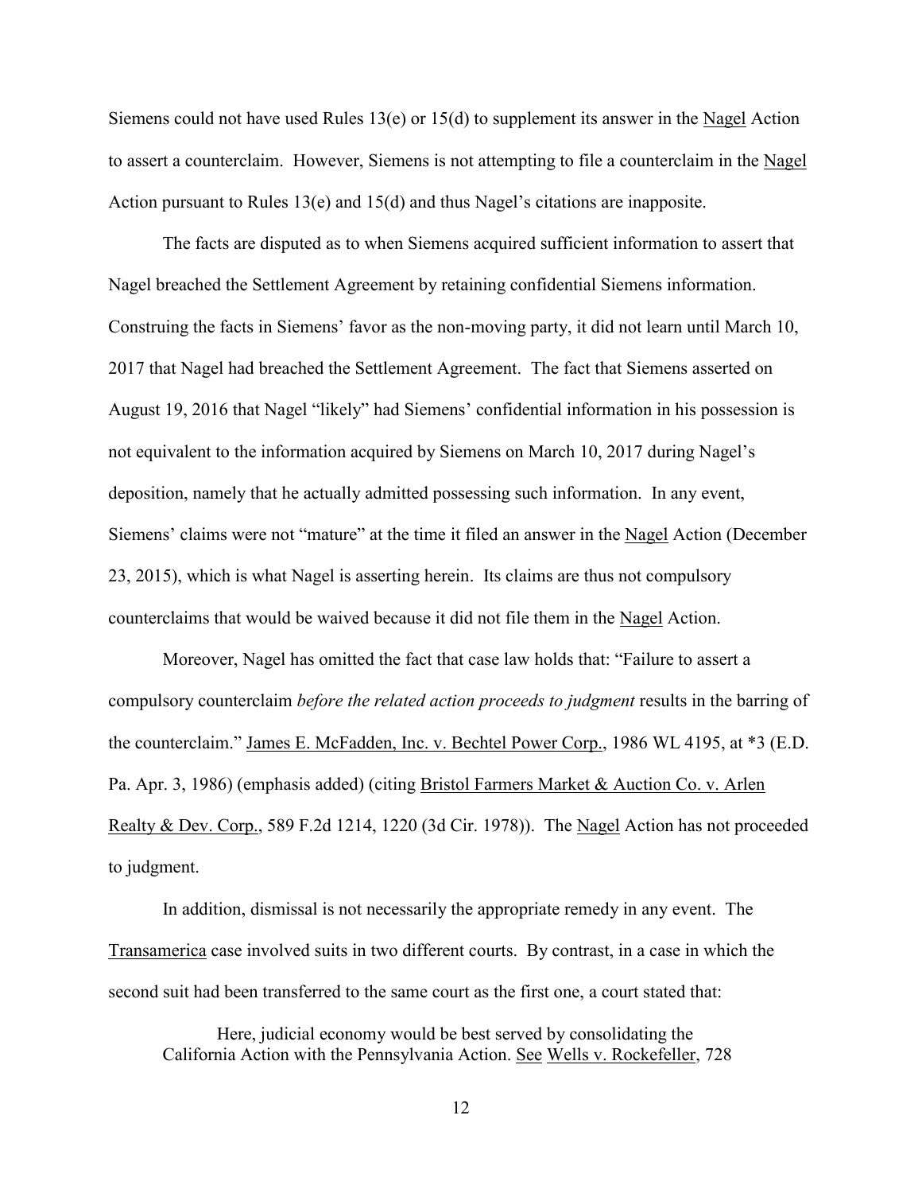Siemens could not have used Rules 13(e) or 15(d) to supplement its answer in the Nagel Action to assert a counterclaim. However, Siemens is not attempting to file a counterclaim in the Nagel Action pursuant to Rules 13(e) and 15(d) and thus Nagel's citations are inapposite.

The facts are disputed as to when Siemens acquired sufficient information to assert that Nagel breached the Settlement Agreement by retaining confidential Siemens information. Construing the facts in Siemens' favor as the non-moving party, it did not learn until March 10, 2017 that Nagel had breached the Settlement Agreement. The fact that Siemens asserted on August 19, 2016 that Nagel "likely" had Siemens' confidential information in his possession is not equivalent to the information acquired by Siemens on March 10, 2017 during Nagel's deposition, namely that he actually admitted possessing such information. In any event, Siemens' claims were not "mature" at the time it filed an answer in the Nagel Action (December 23, 2015), which is what Nagel is asserting herein. Its claims are thus not compulsory counterclaims that would be waived because it did not file them in the Nagel Action.

Moreover, Nagel has omitted the fact that case law holds that: "Failure to assert a compulsory counterclaim *before the related action proceeds to judgment* results in the barring of the counterclaim." James E. McFadden, Inc. v. Bechtel Power Corp., 1986 WL 4195, at *3 (E.D. Pa. Apr. 3, 1986) (emphasis added) (citing Bristol Farmers Market & Auction Co. v. Arlen Realty & Dev. Corp., 589 F.2d 1214, 1220 (3d Cir. 1978)). The Nagel Action has not proceeded to judgment.

In addition, dismissal is not necessarily the appropriate remedy in any event. The Transamerica case involved suits in two different courts. By contrast, in a case in which the second suit had been transferred to the same court as the first one, a court stated that:

> Here, judicial economy would be best served by consolidating the California Action with the Pennsylvania Action. See Wells v. Rockefeller, 728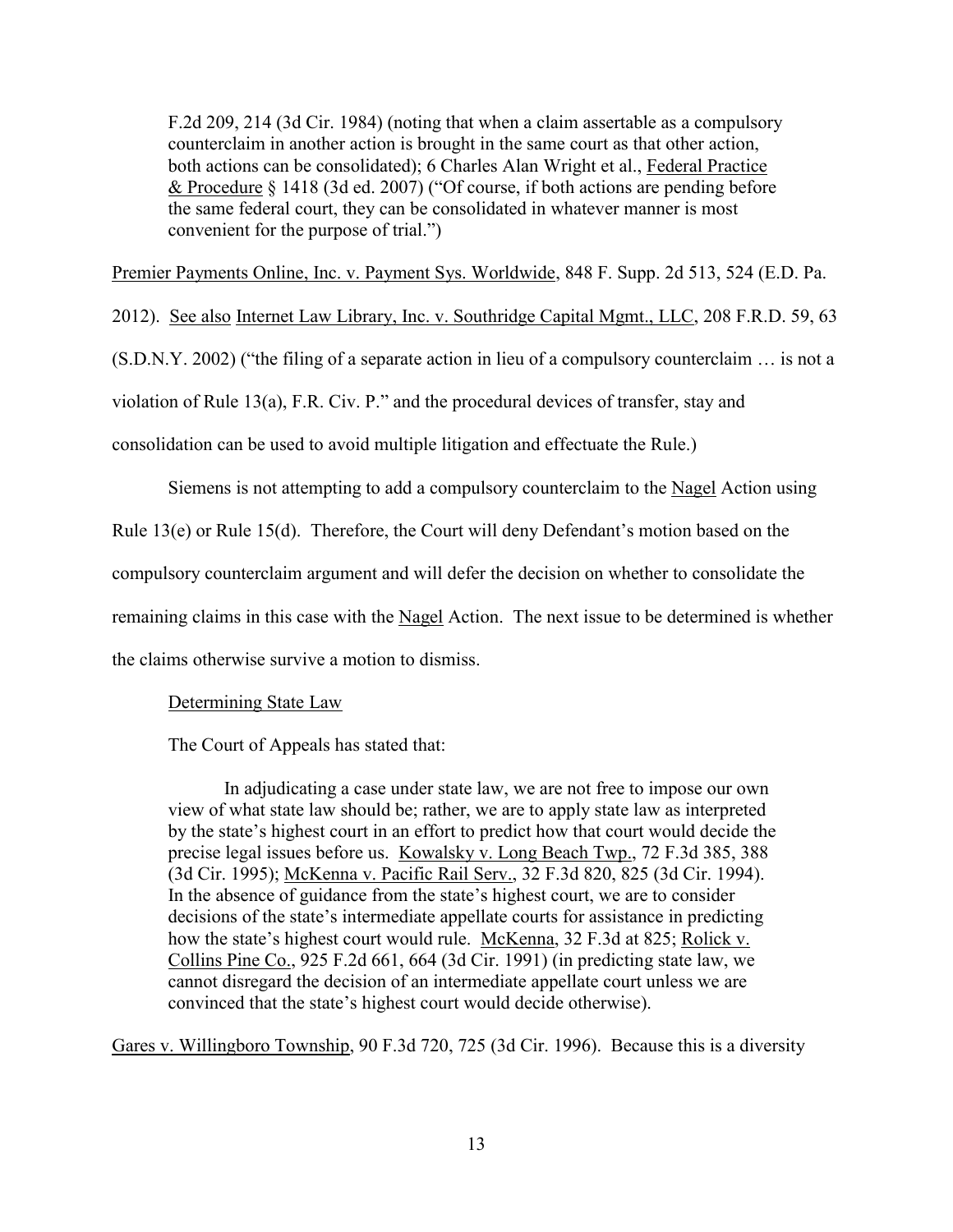> F.2d 209, 214 (3d Cir. 1984) (noting that when a claim assertable as a compulsory counterclaim in another action is brought in the same court as that other action, both actions can be consolidated); 6 Charles Alan Wright et al., Federal Practice & Procedure § 1418 (3d ed. 2007) ("Of course, if both actions are pending before the same federal court, they can be consolidated in whatever manner is most convenient for the purpose of trial.")

Premier Payments Online, Inc. v. Payment Sys. Worldwide, 848 F. Supp. 2d 513, 524 (E.D. Pa. 2012). See also Internet Law Library, Inc. v. Southridge Capital Mgmt., LLC, 208 F.R.D. 59, 63 (S.D.N.Y. 2002) ("the filing of a separate action in lieu of a compulsory counterclaim … is not a violation of Rule 13(a), F.R. Civ. P." and the procedural devices of transfer, stay and consolidation can be used to avoid multiple litigation and effectuate the Rule.)

Siemens is not attempting to add a compulsory counterclaim to the Nagel Action using Rule 13(e) or Rule 15(d). Therefore, the Court will deny Defendant's motion based on the compulsory counterclaim argument and will defer the decision on whether to consolidate the remaining claims in this case with the Nagel Action. The next issue to be determined is whether the claims otherwise survive a motion to dismiss.

Determining State Law

The Court of Appeals has stated that:

> In adjudicating a case under state law, we are not free to impose our own view of what state law should be; rather, we are to apply state law as interpreted by the state's highest court in an effort to predict how that court would decide the precise legal issues before us. Kowalsky v. Long Beach Twp., 72 F.3d 385, 388 (3d Cir. 1995); McKenna v. Pacific Rail Serv., 32 F.3d 820, 825 (3d Cir. 1994). In the absence of guidance from the state's highest court, we are to consider decisions of the state's intermediate appellate courts for assistance in predicting how the state's highest court would rule. McKenna, 32 F.3d at 825; Rolick v. Collins Pine Co., 925 F.2d 661, 664 (3d Cir. 1991) (in predicting state law, we cannot disregard the decision of an intermediate appellate court unless we are convinced that the state's highest court would decide otherwise).

Gares v. Willingboro Township, 90 F.3d 720, 725 (3d Cir. 1996). Because this is a diversity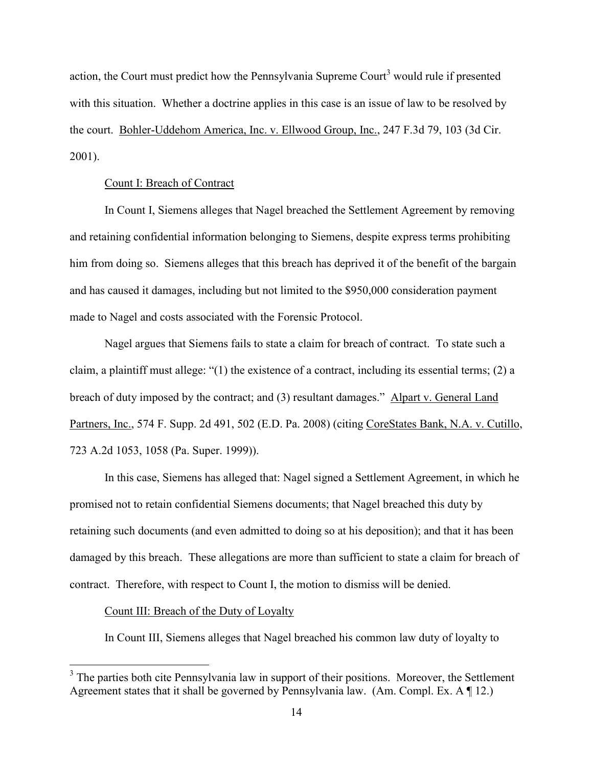action, the Court must predict how the Pennsylvania Supreme Court[3] would rule if presented with this situation. Whether a doctrine applies in this case is an issue of law to be resolved by the court. Bohler-Uddehom America, Inc. v. Ellwood Group, Inc., 247 F.3d 79, 103 (3d Cir. 2001).

Count I: Breach of Contract

In Count I, Siemens alleges that Nagel breached the Settlement Agreement by removing and retaining confidential information belonging to Siemens, despite express terms prohibiting him from doing so. Siemens alleges that this breach has deprived it of the benefit of the bargain and has caused it damages, including but not limited to the $950,000 consideration payment made to Nagel and costs associated with the Forensic Protocol.

Nagel argues that Siemens fails to state a claim for breach of contract. To state such a claim, a plaintiff must allege: "(1) the existence of a contract, including its essential terms; (2) a breach of duty imposed by the contract; and (3) resultant damages." Alpart v. General Land Partners, Inc., 574 F. Supp. 2d 491, 502 (E.D. Pa. 2008) (citing CoreStates Bank, N.A. v. Cutillo, 723 A.2d 1053, 1058 (Pa. Super. 1999)).

In this case, Siemens has alleged that: Nagel signed a Settlement Agreement, in which he promised not to retain confidential Siemens documents; that Nagel breached this duty by retaining such documents (and even admitted to doing so at his deposition); and that it has been damaged by this breach. These allegations are more than sufficient to state a claim for breach of contract. Therefore, with respect to Count I, the motion to dismiss will be denied.

Count III: Breach of the Duty of Loyalty

In Count III, Siemens alleges that Nagel breached his common law duty of loyalty to

[3] The parties both cite Pennsylvania law in support of their positions. Moreover, the Settlement Agreement states that it shall be governed by Pennsylvania law. (Am. Compl. Ex. A ¶ 12.)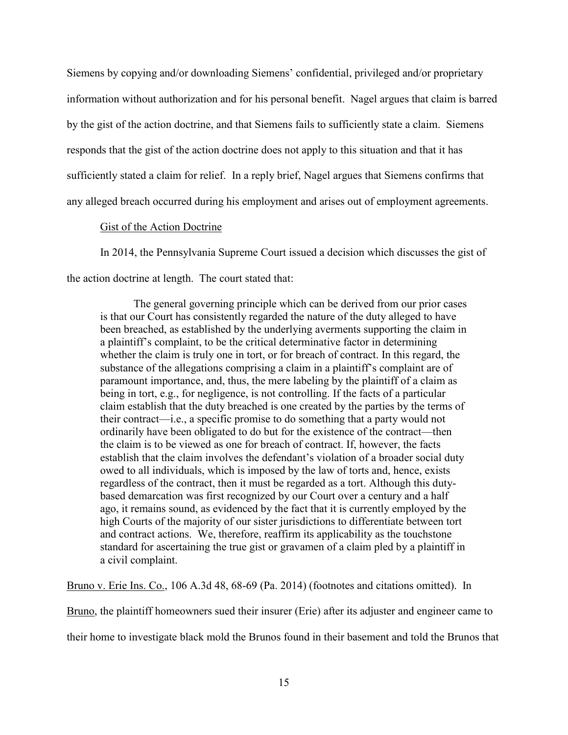Siemens by copying and/or downloading Siemens' confidential, privileged and/or proprietary information without authorization and for his personal benefit. Nagel argues that claim is barred by the gist of the action doctrine, and that Siemens fails to sufficiently state a claim. Siemens responds that the gist of the action doctrine does not apply to this situation and that it has sufficiently stated a claim for relief. In a reply brief, Nagel argues that Siemens confirms that any alleged breach occurred during his employment and arises out of employment agreements.

Gist of the Action Doctrine

In 2014, the Pennsylvania Supreme Court issued a decision which discusses the gist of the action doctrine at length. The court stated that:

> The general governing principle which can be derived from our prior cases is that our Court has consistently regarded the nature of the duty alleged to have been breached, as established by the underlying averments supporting the claim in a plaintiff's complaint, to be the critical determinative factor in determining whether the claim is truly one in tort, or for breach of contract. In this regard, the substance of the allegations comprising a claim in a plaintiff's complaint are of paramount importance, and, thus, the mere labeling by the plaintiff of a claim as being in tort, e.g., for negligence, is not controlling. If the facts of a particular claim establish that the duty breached is one created by the parties by the terms of their contract—i.e., a specific promise to do something that a party would not ordinarily have been obligated to do but for the existence of the contract—then the claim is to be viewed as one for breach of contract. If, however, the facts establish that the claim involves the defendant's violation of a broader social duty owed to all individuals, which is imposed by the law of torts and, hence, exists regardless of the contract, then it must be regarded as a tort. Although this duty-based demarcation was first recognized by our Court over a century and a half ago, it remains sound, as evidenced by the fact that it is currently employed by the high Courts of the majority of our sister jurisdictions to differentiate between tort and contract actions. We, therefore, reaffirm its applicability as the touchstone standard for ascertaining the true gist or gravamen of a claim pled by a plaintiff in a civil complaint.

Bruno v. Erie Ins. Co., 106 A.3d 48, 68-69 (Pa. 2014) (footnotes and citations omitted). In Bruno, the plaintiff homeowners sued their insurer (Erie) after its adjuster and engineer came to their home to investigate black mold the Brunos found in their basement and told the Brunos that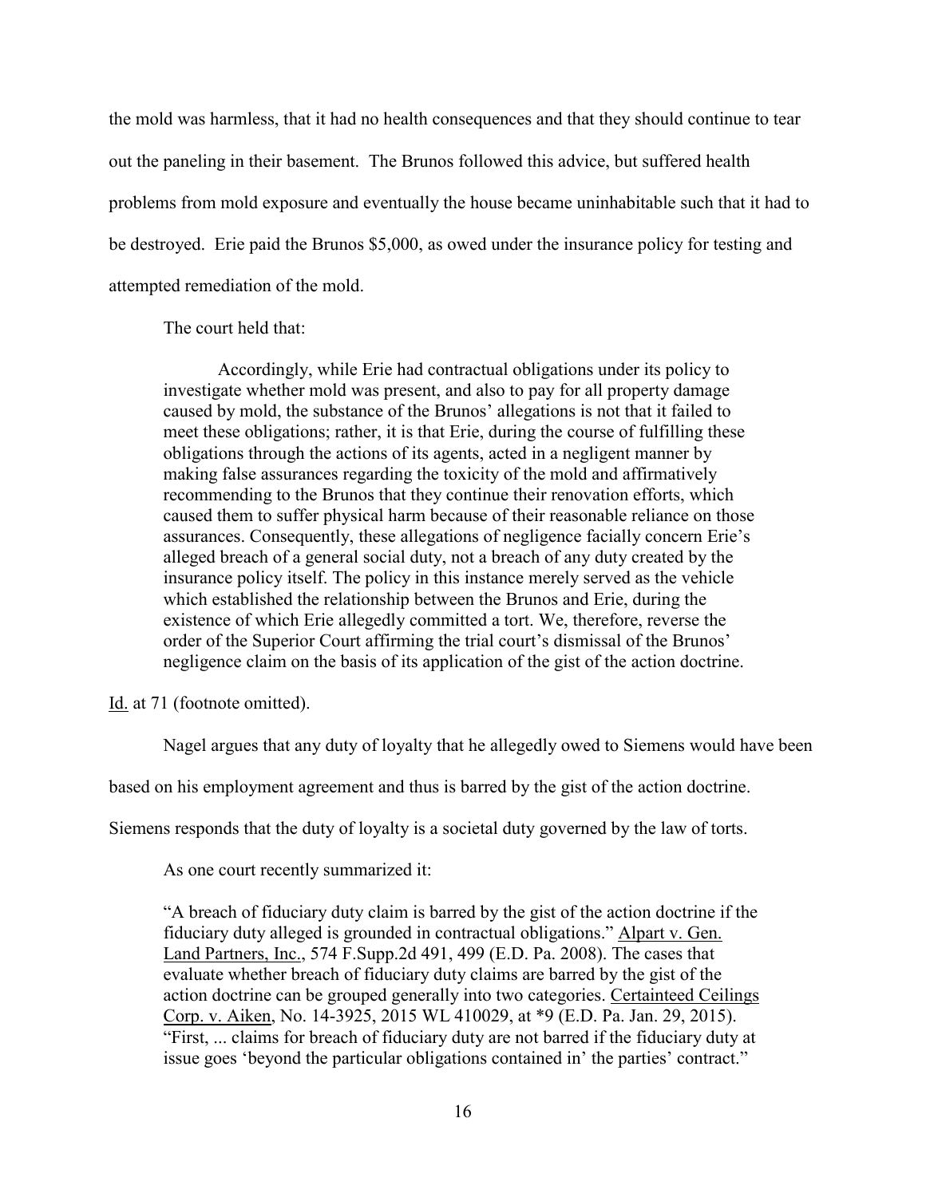the mold was harmless, that it had no health consequences and that they should continue to tear out the paneling in their basement. The Brunos followed this advice, but suffered health problems from mold exposure and eventually the house became uninhabitable such that it had to be destroyed. Erie paid the Brunos $5,000, as owed under the insurance policy for testing and attempted remediation of the mold.

The court held that:

> Accordingly, while Erie had contractual obligations under its policy to investigate whether mold was present, and also to pay for all property damage caused by mold, the substance of the Brunos' allegations is not that it failed to meet these obligations; rather, it is that Erie, during the course of fulfilling these obligations through the actions of its agents, acted in a negligent manner by making false assurances regarding the toxicity of the mold and affirmatively recommending to the Brunos that they continue their renovation efforts, which caused them to suffer physical harm because of their reasonable reliance on those assurances. Consequently, these allegations of negligence facially concern Erie's alleged breach of a general social duty, not a breach of any duty created by the insurance policy itself. The policy in this instance merely served as the vehicle which established the relationship between the Brunos and Erie, during the existence of which Erie allegedly committed a tort. We, therefore, reverse the order of the Superior Court affirming the trial court's dismissal of the Brunos' negligence claim on the basis of its application of the gist of the action doctrine.

Id. at 71 (footnote omitted).

Nagel argues that any duty of loyalty that he allegedly owed to Siemens would have been based on his employment agreement and thus is barred by the gist of the action doctrine. Siemens responds that the duty of loyalty is a societal duty governed by the law of torts.

As one court recently summarized it:

> "A breach of fiduciary duty claim is barred by the gist of the action doctrine if the fiduciary duty alleged is grounded in contractual obligations." Alpart v. Gen. Land Partners, Inc., 574 F.Supp.2d 491, 499 (E.D. Pa. 2008). The cases that evaluate whether breach of fiduciary duty claims are barred by the gist of the action doctrine can be grouped generally into two categories. Certainteed Ceilings Corp. v. Aiken, No. 14-3925, 2015 WL 410029, at *9 (E.D. Pa. Jan. 29, 2015). "First, ... claims for breach of fiduciary duty are not barred if the fiduciary duty at issue goes 'beyond the particular obligations contained in' the parties' contract."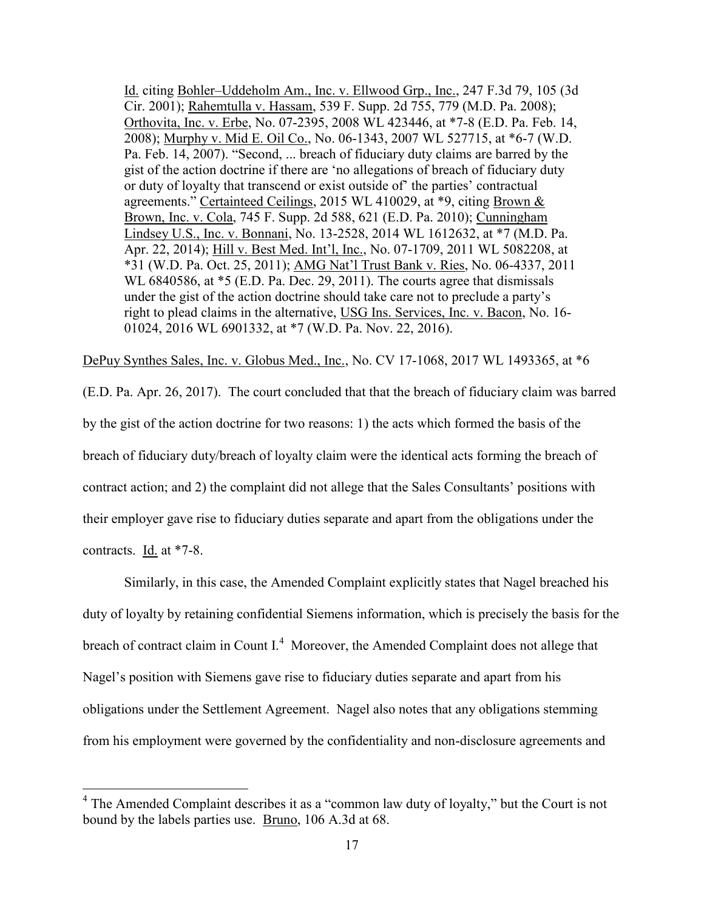> Id. citing Bohler–Uddeholm Am., Inc. v. Ellwood Grp., Inc., 247 F.3d 79, 105 (3d Cir. 2001); Rahemtulla v. Hassam, 539 F. Supp. 2d 755, 779 (M.D. Pa. 2008); Orthovita, Inc. v. Erbe, No. 07-2395, 2008 WL 423446, at *7-8 (E.D. Pa. Feb. 14, 2008); Murphy v. Mid E. Oil Co., No. 06-1343, 2007 WL 527715, at *6-7 (W.D. Pa. Feb. 14, 2007). "Second, ... breach of fiduciary duty claims are barred by the gist of the action doctrine if there are 'no allegations of breach of fiduciary duty or duty of loyalty that transcend or exist outside of' the parties' contractual agreements." Certainteed Ceilings, 2015 WL 410029, at *9, citing Brown & Brown, Inc. v. Cola, 745 F. Supp. 2d 588, 621 (E.D. Pa. 2010); Cunningham Lindsey U.S., Inc. v. Bonnani, No. 13-2528, 2014 WL 1612632, at *7 (M.D. Pa. Apr. 22, 2014); Hill v. Best Med. Int'l, Inc., No. 07-1709, 2011 WL 5082208, at *31 (W.D. Pa. Oct. 25, 2011); AMG Nat'l Trust Bank v. Ries, No. 06-4337, 2011 WL 6840586, at *5 (E.D. Pa. Dec. 29, 2011). The courts agree that dismissals under the gist of the action doctrine should take care not to preclude a party's right to plead claims in the alternative, USG Ins. Services, Inc. v. Bacon, No. 16-01024, 2016 WL 6901332, at *7 (W.D. Pa. Nov. 22, 2016).

DePuy Synthes Sales, Inc. v. Globus Med., Inc., No. CV 17-1068, 2017 WL 1493365, at *6 (E.D. Pa. Apr. 26, 2017). The court concluded that that the breach of fiduciary claim was barred by the gist of the action doctrine for two reasons: 1) the acts which formed the basis of the breach of fiduciary duty/breach of loyalty claim were the identical acts forming the breach of contract action; and 2) the complaint did not allege that the Sales Consultants' positions with their employer gave rise to fiduciary duties separate and apart from the obligations under the contracts. Id. at *7-8.

Similarly, in this case, the Amended Complaint explicitly states that Nagel breached his duty of loyalty by retaining confidential Siemens information, which is precisely the basis for the breach of contract claim in Count I.[4] Moreover, the Amended Complaint does not allege that Nagel's position with Siemens gave rise to fiduciary duties separate and apart from his obligations under the Settlement Agreement. Nagel also notes that any obligations stemming from his employment were governed by the confidentiality and non-disclosure agreements and

[4] The Amended Complaint describes it as a "common law duty of loyalty," but the Court is not bound by the labels parties use. Bruno, 106 A.3d at 68.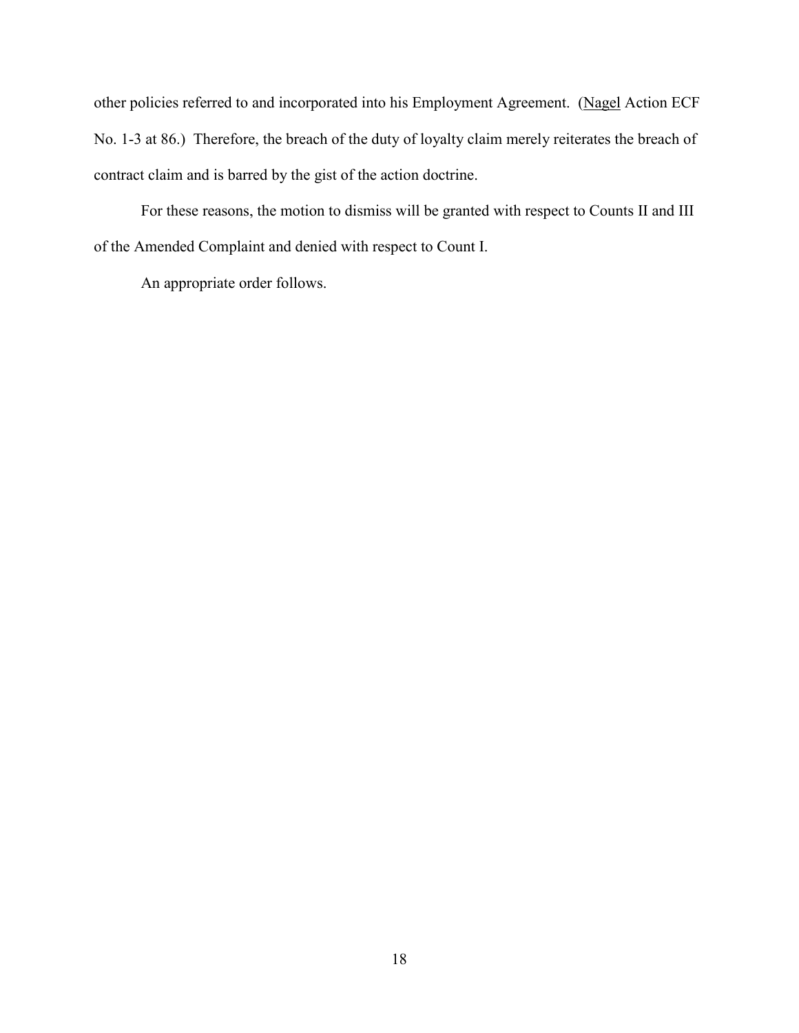other policies referred to and incorporated into his Employment Agreement. (Nagel Action ECF No. 1-3 at 86.) Therefore, the breach of the duty of loyalty claim merely reiterates the breach of contract claim and is barred by the gist of the action doctrine.

For these reasons, the motion to dismiss will be granted with respect to Counts II and III of the Amended Complaint and denied with respect to Count I.

An appropriate order follows.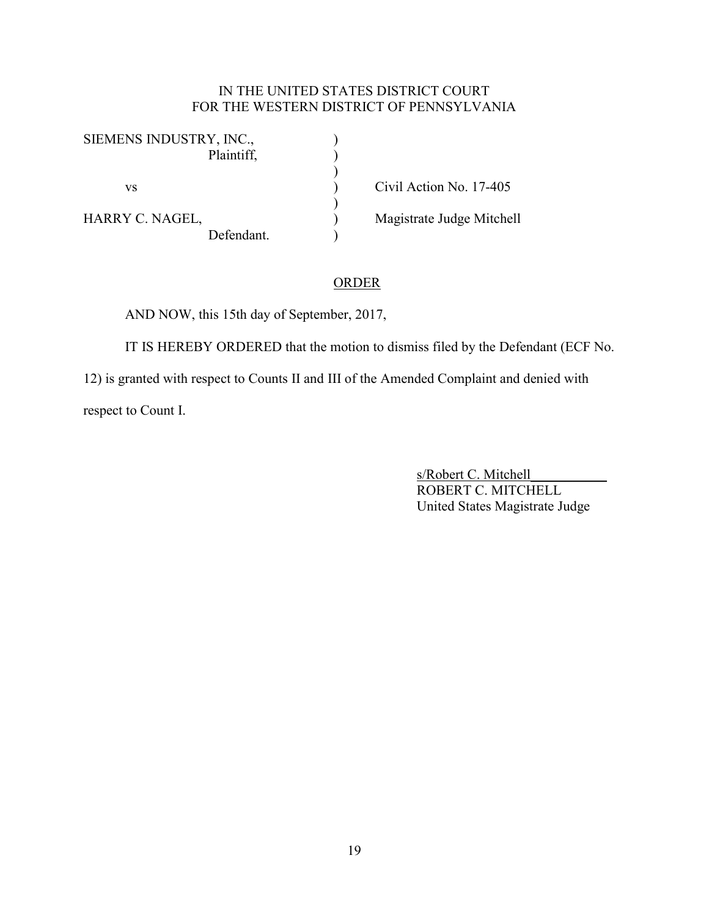IN THE UNITED STATES DISTRICT COURT
FOR THE WESTERN DISTRICT OF PENNSYLVANIA

| | | |
|---|---|---|
| SIEMENS INDUSTRY, INC., Plaintiff, | ) | |
| vs | ) | Civil Action No. 17-405 |
| HARRY C. NAGEL, Defendant. | ) | Magistrate Judge Mitchell |

ORDER

AND NOW, this 15th day of September, 2017,

IT IS HEREBY ORDERED that the motion to dismiss filed by the Defendant (ECF No. 12) is granted with respect to Counts II and III of the Amended Complaint and denied with respect to Count I.

s/Robert C. Mitchell
ROBERT C. MITCHELL
United States Magistrate Judge